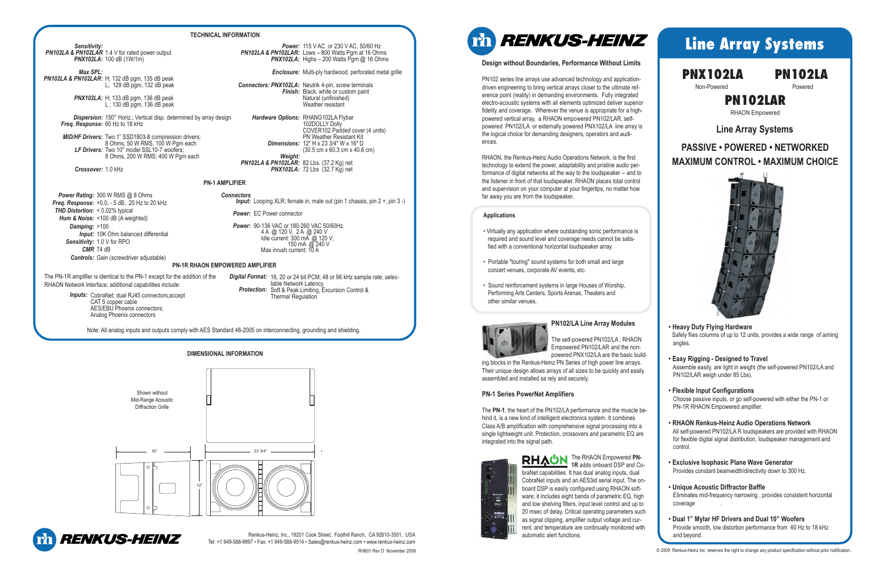# Line Array Systems

## PNX102LA
Non-Powered

## PN102LA
Powered

## PN102LAR
RHAON Empowered

### Line Array Systems

### PASSIVE • POWERED • NETWORKED
### MAXIMUM CONTROL • MAXIMUM CHOICE

- **Heavy Duty Flying Hardware**
  Safely flies columns of up to 12 units, provides a wide range of aiming angles.
- **Easy Rigging - Designed to Travel**
  Assemble easily, are light in weight (the self-powered PN102/LA and PN102/LAR weigh under 85 Lbs).
- **Flexible Input Configurations**
  Choose passive inputs, or go self-powered with either the PN-1 or PN-1R RHAON Empowered amplifier.
- **RHAON Renkus-Heinz Audio Operations Network**
  All self-powered PN102/LA R loudspeakers are provided with RHAON for flexible digital signal distribution, loudspeaker management and control.
- **Exclusive Isophasic Plane Wave Generator**
  Provides constant beamwidth/directivity down to 300 Hz.
- **Unique Acoustic Diffractor Baffle**
  Eliminates mid-frequency narrowing , provides consistent horizontal coverage
- **Dual 1" Mylar HF Drivers and Dual 10" Woofers**
  Provide smooth, low distortion performance from 60 Hz to 18 kHz and beyond.

© 2009 Renkus-Heinz Inc. reserves the right to change any product specification without prior notification.

# RENKUS-HEINZ

## Design without Boundaries, Performance Without Limits

PN102 series line arrays use advanced technology and application-driven engineering to bring vertical arrays closer to the ultimate reference point (reality) in demanding environments. Fully integrated electro-acoustic systems with all elements optimized deliver superior fidelity and coverage. Wherever the venue is appropriate for a high-powered vertical array, a RHAON empowered PN102/LAR, self-powered PN102/LA or externally powered PNX102/LA line array is the logical choice for demanding designers, operators and audiences.

RHAON, the Renkus-Heinz Audio Operations Network, is the first technology to extend the power, adaptability and pristine audio performance of digital networks all the way to the loudspeaker -- and to the listener in front of that loudspeaker. RHAON places total control and supervision on your computer at your fingertips, no matter how far away you are from the loudspeaker.

### Applications

- Virtually any application where outstanding sonic performance is required and sound level and coverage needs cannot be satisfied with a conventional horizontal loudspeaker array.
- Portable "touring" sound systems for both small and large concert venues, corporate AV events, etc.
- Sound reinforcement systems in large Houses of Worship, Performing Arts Centers, Sports Arenas, Theaters and other similar venues.

### PN102/LA Line Array Modules

The self-powered PN102/LA , RHAON Empowered PN102/LAR and the non-powered PNX102/LA are the basic building blocks in the Renkus-Heinz PN Series of high power line arrays. Their unique design allows arrays of all sizes to be quickly and easily assembled and installed sa rely and securely.

### PN-1 Series PowerNet Amplifiers

The **PN-1**, the heart of the PN102/LA performance and the muscle behind it, is a new kind of intelligent electronics system. It combines Class A/B amplification with comprehensive signal processing into a single lightweight unit. Protection, crossovers and parametric EQ are integrated into the signal path.

RHAON The RHAON Empowered **PN-1R** adds onboard DSP and CobraNet capabilities. It has dual analog inputs, dual CobraNet inputs and an AES3id serial input. The onboard DSP is easily configured using RHAON software; it includes eight bands of parametric EQ, high and low shelving filters, input level control and up to 20 msec of delay. Critical operating parameters such as signal clipping, amplifier output voltage and current, and temperature are continually monitored with automatic alert functions.

## TECHNICAL INFORMATION

***Sensitivity:***
***PN102LA & PN102LAR:*** 1.4 V for rated power output
***PNX102LA:*** 100 dB (1W/1m)

***Max SPL:***
***PN102LA & PN102LAR:*** H; 132 dB pgm, 135 dB peak
L; 129 dB pgm, 132 dB peak
***PNX102LA:*** H; 133 dB pgm, 136 dB peak
L ; 130 dB pgm, 136 dB peak

***Dispersion:*** 150° Horiz.; Vertical disp. determined by array design
***Freq. Response:*** 60 Hz to 18 kHz

***MID/HF Drivers:*** Two 1" SSD1803-8 compression drivers; 8 Ohms, 50 W RMS, 100 W Pgm each
***LF Drivers:*** Two 10" model SSL10-7 woofers; 8 Ohms, 200 W RMS; 400 W Pgm each

***Crossover:*** 1.0 kHz

***Power:*** 115 V AC or 230 V AC, 50/60 Hz
***PN102LA & PN102LAR:*** Lows – 800 Watts Pgm at 16 Ohms
***PNX102LA:*** Highs – 200 Watts Pgm @ 16 Ohms

***Enclosure:*** Multi-ply hardwood, perforated metal grille

***Connectors: PNX102LA:*** Neutrik 4-pin, screw terminals
***Finish:*** Black, white or custom paint
Natural (unfinished)
Weather resistant

***Hardware Options:*** RHANG102LA Flybar
102DOLLY Dolly
COVER102 Padded cover (4 units)
PN Weather Resistant Kit
***Dimensions:*** 12" H x 23 3/4" W x 16" D
(30.5 cm x 60.3 cm x 40.6 cm)
***Weight:***
***PN102LA & PN102LAR:*** 82 Lbs. (37.2 Kg) net
***PNX102LA:*** 72 Lbs (32.7 Kg) net

### PN-1 AMPLIFIER

***Power Rating:*** 300 W RMS @ 8 Ohms
***Freq. Response:*** +0.0, -.5 dB, 20 Hz to 20 kHz
***THD Distortion:*** < 0.02% typical
***Hum & Noise:*** <100 dB (A weighted)
***Damping:*** >100
***Input:*** 10K Ohm balanced differential
***Sensitivity:*** 1.0 V for RPO
***CMR*** 74 dB
***Controls:*** Gain (screwdriver adjustable)

***Connectors***
***Input:*** Looping XLR; female in, male out (pin 1 chassis, pin 2 +, pin 3 -)
***Power:*** EC Power connector
***Power:*** 90-136 VAC or 180-260 VAC 50/60Hz.
4 A @ 120 V, 2 A @ 240 V
Idle current: 300 mA @ 120 V;
150 mA @ 240 V
Max inrush current: 10 A

### PN-1R RHAON EMPOWERED AMPLIFIER

The PN-1R amplifier is identical to the PN-1 except for the addition of the RHAON Network Interface; additional capabilities include:

***Inputs:*** CobraNet; dual RJ45 connectors;accept
CAT 5 copper cable
AES/EBU Phoenix connectors;
Analog Phoenix connectors

***Digital Format:*** 16, 20 or 24 bit PCM; 48 or 96 kHz sample rate; selectable Network Latency.
***Protection:*** Soft & Peak Limiting, Excursion Control & Thermal Regulation

Note: All analog inputs and outputs comply with AES Standard 48-2005 on interconnecting, grounding and shielding.

## DIMENSIONAL INFORMATION

Shown without
Mid-Range Acoustic
Diffraction Grille

16"
23 3/4"
12"

# RENKUS-HEINZ

Renkus-Heinz, Inc., 19201 Cook Street, Foothill Ranch, CA 92610-3501, USA
Tel: +1 949-588-9997 • Fax: +1 949-588-9514 • Sales@renkus-heinz.com • www.renkus-heinz.com
RH601 Rev D November 2009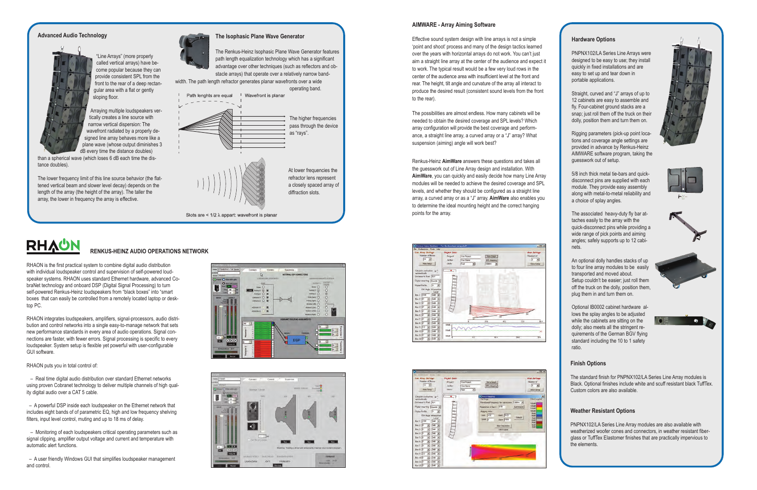## Advanced Audio Technology

"Line Arrays" (more properly called vertical arrays) have become popular because they can provide consistent SPL from the front to the rear of a deep rectangular area with a flat or gently sloping floor.

Arraying multiple loudspeakers vertically creates a line source with narrow vertical dispersion: The wavefront radiated by a properly designed line array behaves more like a plane wave (whose output diminishes 3 dB every time the distance doubles) than a spherical wave (which loses 6 dB each time the distance doubles).

The lower frequency limit of this line source behavior (the flattened vertical beam and slower level decay) depends on the length of the array (the height of the array). The taller the array, the lower in frequency the array is effective.

## The Isophasic Plane Wave Generator

The Renkus-Heinz Isophasic Plane Wave Generator features a straight line path length equalization technology which has a significant advantage over other techniques (such as reflectors and obstacle arrays) that operate over a relatively narrow bandwidth. The path length refractor generates planar wavefronts over a wide operating band.

Path lenghts are equal

Wavefront is planar

The higher frequencies pass through the device as "rays".

At lower frequencies the refractor lens represent a closely spaced array of diffraction slots.

Slots are < 1/2 λ appart: wavefront is planar

## RHAON RENKUS-HEINZ AUDIO OPERATIONS NETWORK

RHAON is the first practical system to combine digital audio distribution with individual loudspeaker control and supervision of self-powered loudspeaker systems. RHAON uses standard Ethernet hardware, advanced CobraNet technology and onboard DSP (Digital Signal Processing) to turn self-powered Renkus-Heinz loudspeakers from "black boxes" into "smart boxes that can easily be controlled from a remotely located laptop or desktop PC.

RHAON integrates loudspeakers, amplifiers, signal-processors, audio distribution and control networks into a single easy-to-manage network that sets new performance standards in every area of audio operations. Signal connections are faster, with fewer errors. Signal processing is specific to every loudspeaker. System setup is flexible yet powerful with user-configurable GUI software.

RHAON puts you in total control of:

– Real time digital audio distribution over standard Ethernet networks using proven Cobranet technology to deliver multiple channels of high quality digital audio over a CAT 5 cable.

– A powerful DSP inside each loudspeaker on the Ethernet network that includes eight bands of parametric EQ, high and low frequency shelving filters, input level control, muting and up to 18 ms of delay.

– Monitoring of each loudspeakers critical operating parameters such as signal clipping, amplifier output voltage and current and temperature with automatic alert functions.

– A user friendly Windows GUI that simplifies loudspeaker management and control.

## AIMWARE - Array Aiming Software

Effective sound system design with line arrays is not a simple 'point and shoot' process and many of the design tactics learned over the years with horizontal arrays do not work. You can't just aim a straight line array at the center of the audience and expect it to work. The typical result would be a few very loud rows in the center of the audience area with insufficient level at the front and rear. The height, tilt angle and curvature of the array all interact to produce the desired result (consistent sound levels from the front to the rear).

The possibilities are almost endless. How many cabinets will be needed to obtain the desired coverage and SPL levels? Which array configuration will provide the best coverage and performance, a straight line array, a curved array or a "J" array? What suspension (aiming) angle will work best?

Renkus-Heinz **AimWare** answers these questions and takes all the guesswork out of Line Array design and installation. With **AimWare**, you can quickly and easily decide how many Line Array modules will be needed to achieve the desired coverage and SPL levels, and whether they should be configured as a straight line array, a curved array or as a "J" array. **AimWare** also enables you to determine the ideal mounting height and the correct hanging points for the array.

## Hardware Options

PNPNX102/LA Series Line Arrays were designed to be easy to use; they install quickly in fixed installations and are easy to set up and tear down in portable applications.

Straight, curved and "J" arrays of up to 12 cabinets are easy to assemble and fly. Four-cabinet ground stacks are a snap; just roll them off the truck on their dolly, position them and turn them on.

Rigging parameters (pick-up point locations and coverage angle settings are provided in advance by Renkus-Heinz AIMWARE software program, taking the guesswork out of setup.

5/8 inch thick metal tie-bars and quick-disconnect pins are supplied with each module. They provide easy assembly along with metal-to-metal reliability and a choice of splay angles.

The associated heavy-duty fly bar attaches easily to the array with the quick-disconnect pins while providing a wide range of pick points and aiming angles; safely supports up to 12 cabinets.

An optional dolly handles stacks of up to four line array modules to be easily transported and moved about. Setup couldn't be easier; just roll them off the truck on the dolly, position them, plug them in and turn them on.

Optional IB0002 cabinet hardware allows the splay angles to be adjusted while the cabinets are sitting on the dolly; also meets all the stringent requirements of the German BGV flying standard including the 10 to 1 safety ratio.

## Finish Options

The standard finish for PNPNX102/LA Series Line Array modules is Black. Optional finishes include white and scuff resistant black TuffTex. Custom colors are also available.

## Weather Resistant Options

PNPNX102/LA Series Line Array modules are also available with weatherized woofer cones and connectors, in weather resistant fiberglass or TuffTex Elastomer finishes that are practically impervious to the elements.